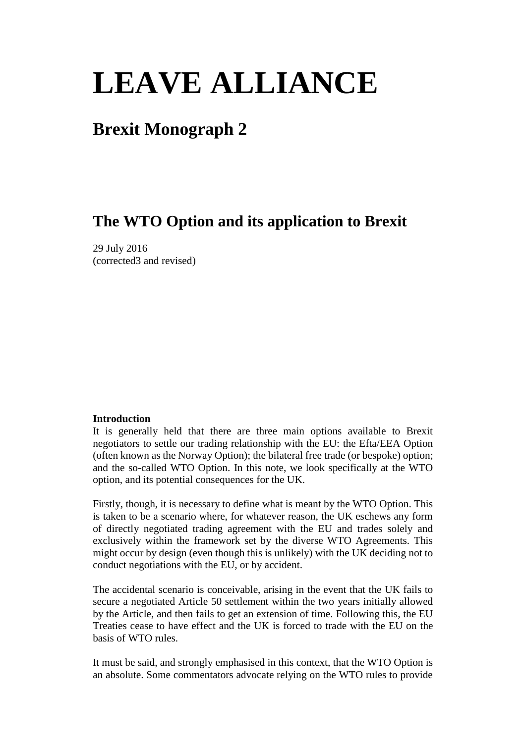# LEAVE ALLIANCE

## Brexit Monograph 2

## The WTO Option and its application to Brexit

29 July 2016
(corrected3 and revised)

**Introduction**

It is generally held that there are three main options available to Brexit negotiators to settle our trading relationship with the EU: the Efta/EEA Option (often known as the Norway Option); the bilateral free trade (or bespoke) option; and the so-called WTO Option. In this note, we look specifically at the WTO option, and its potential consequences for the UK.

Firstly, though, it is necessary to define what is meant by the WTO Option. This is taken to be a scenario where, for whatever reason, the UK eschews any form of directly negotiated trading agreement with the EU and trades solely and exclusively within the framework set by the diverse WTO Agreements. This might occur by design (even though this is unlikely) with the UK deciding not to conduct negotiations with the EU, or by accident.

The accidental scenario is conceivable, arising in the event that the UK fails to secure a negotiated Article 50 settlement within the two years initially allowed by the Article, and then fails to get an extension of time. Following this, the EU Treaties cease to have effect and the UK is forced to trade with the EU on the basis of WTO rules.

It must be said, and strongly emphasised in this context, that the WTO Option is an absolute. Some commentators advocate relying on the WTO rules to provide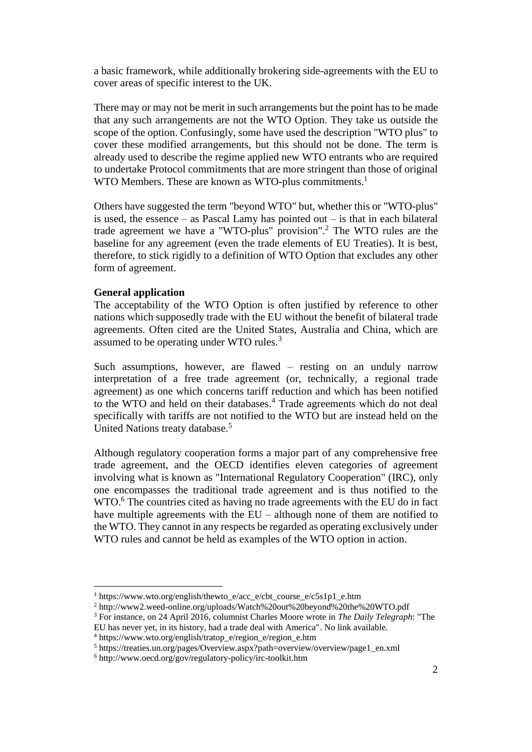a basic framework, while additionally brokering side-agreements with the EU to cover areas of specific interest to the UK.

There may or may not be merit in such arrangements but the point has to be made that any such arrangements are not the WTO Option. They take us outside the scope of the option. Confusingly, some have used the description "WTO plus" to cover these modified arrangements, but this should not be done. The term is already used to describe the regime applied new WTO entrants who are required to undertake Protocol commitments that are more stringent than those of original WTO Members. These are known as WTO-plus commitments.[1]

Others have suggested the term "beyond WTO" but, whether this or "WTO-plus" is used, the essence – as Pascal Lamy has pointed out – is that in each bilateral trade agreement we have a "WTO-plus" provision".[2] The WTO rules are the baseline for any agreement (even the trade elements of EU Treaties). It is best, therefore, to stick rigidly to a definition of WTO Option that excludes any other form of agreement.

**General application**

The acceptability of the WTO Option is often justified by reference to other nations which supposedly trade with the EU without the benefit of bilateral trade agreements. Often cited are the United States, Australia and China, which are assumed to be operating under WTO rules.[3]

Such assumptions, however, are flawed – resting on an unduly narrow interpretation of a free trade agreement (or, technically, a regional trade agreement) as one which concerns tariff reduction and which has been notified to the WTO and held on their databases.[4] Trade agreements which do not deal specifically with tariffs are not notified to the WTO but are instead held on the United Nations treaty database.[5]

Although regulatory cooperation forms a major part of any comprehensive free trade agreement, and the OECD identifies eleven categories of agreement involving what is known as "International Regulatory Cooperation" (IRC), only one encompasses the traditional trade agreement and is thus notified to the WTO.[6] The countries cited as having no trade agreements with the EU do in fact have multiple agreements with the EU – although none of them are notified to the WTO. They cannot in any respects be regarded as operating exclusively under WTO rules and cannot be held as examples of the WTO option in action.

---

[1] https://www.wto.org/english/thewto_e/acc_e/cbt_course_e/c5s1p1_e.htm

[2] http://www2.weed-online.org/uploads/Watch%20out%20beyond%20the%20WTO.pdf

[3] For instance, on 24 April 2016, columnist Charles Moore wrote in *The Daily Telegraph*: "The EU has never yet, in its history, had a trade deal with America". No link available.

[4] https://www.wto.org/english/tratop_e/region_e/region_e.htm

[5] https://treaties.un.org/pages/Overview.aspx?path=overview/overview/page1_en.xml

[6] http://www.oecd.org/gov/regulatory-policy/irc-toolkit.htm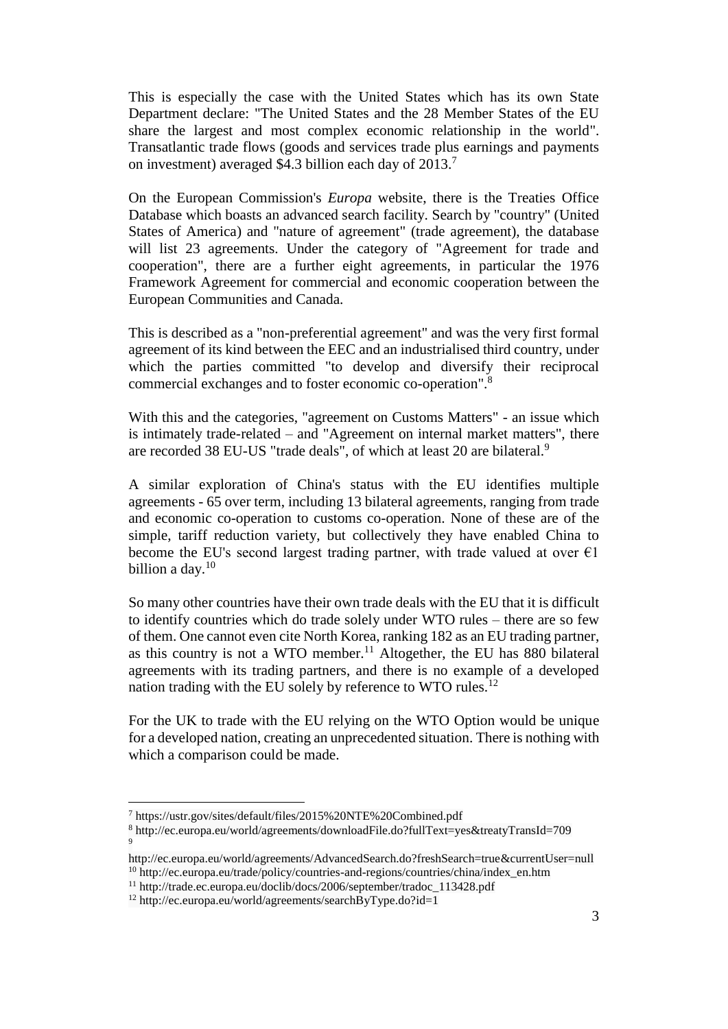This is especially the case with the United States which has its own State Department declare: "The United States and the 28 Member States of the EU share the largest and most complex economic relationship in the world". Transatlantic trade flows (goods and services trade plus earnings and payments on investment) averaged $4.3 billion each day of 2013.[7]

On the European Commission's *Europa* website, there is the Treaties Office Database which boasts an advanced search facility. Search by "country" (United States of America) and "nature of agreement" (trade agreement), the database will list 23 agreements. Under the category of "Agreement for trade and cooperation", there are a further eight agreements, in particular the 1976 Framework Agreement for commercial and economic cooperation between the European Communities and Canada.

This is described as a "non-preferential agreement" and was the very first formal agreement of its kind between the EEC and an industrialised third country, under which the parties committed "to develop and diversify their reciprocal commercial exchanges and to foster economic co-operation".[8]

With this and the categories, "agreement on Customs Matters" - an issue which is intimately trade-related – and "Agreement on internal market matters", there are recorded 38 EU-US "trade deals", of which at least 20 are bilateral.[9]

A similar exploration of China's status with the EU identifies multiple agreements - 65 over term, including 13 bilateral agreements, ranging from trade and economic co-operation to customs co-operation. None of these are of the simple, tariff reduction variety, but collectively they have enabled China to become the EU's second largest trading partner, with trade valued at over €1 billion a day.[10]

So many other countries have their own trade deals with the EU that it is difficult to identify countries which do trade solely under WTO rules – there are so few of them. One cannot even cite North Korea, ranking 182 as an EU trading partner, as this country is not a WTO member.[11] Altogether, the EU has 880 bilateral agreements with its trading partners, and there is no example of a developed nation trading with the EU solely by reference to WTO rules.[12]

For the UK to trade with the EU relying on the WTO Option would be unique for a developed nation, creating an unprecedented situation. There is nothing with which a comparison could be made.

---

[7] https://ustr.gov/sites/default/files/2015%20NTE%20Combined.pdf

[8] http://ec.europa.eu/world/agreements/downloadFile.do?fullText=yes&treatyTransId=709

[9] http://ec.europa.eu/world/agreements/AdvancedSearch.do?freshSearch=true&currentUser=null

[10] http://ec.europa.eu/trade/policy/countries-and-regions/countries/china/index_en.htm

[11] http://trade.ec.europa.eu/doclib/docs/2006/september/tradoc_113428.pdf

[12] http://ec.europa.eu/world/agreements/searchByType.do?id=1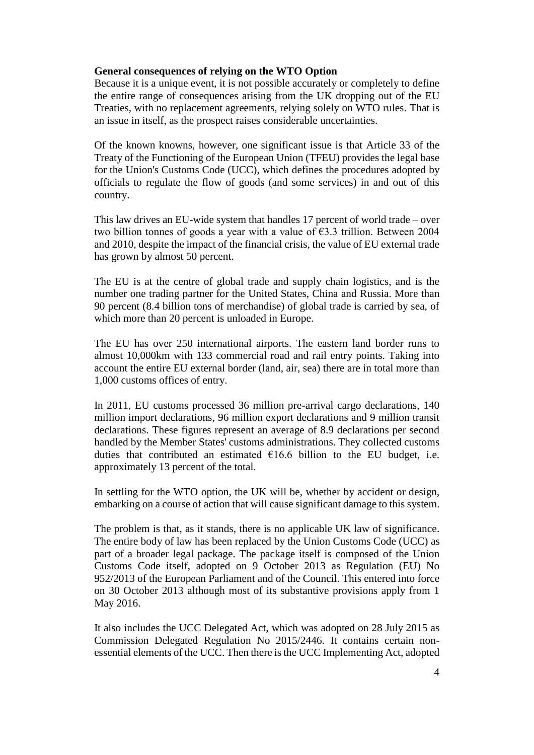**General consequences of relying on the WTO Option**

Because it is a unique event, it is not possible accurately or completely to define the entire range of consequences arising from the UK dropping out of the EU Treaties, with no replacement agreements, relying solely on WTO rules. That is an issue in itself, as the prospect raises considerable uncertainties.

Of the known knowns, however, one significant issue is that Article 33 of the Treaty of the Functioning of the European Union (TFEU) provides the legal base for the Union's Customs Code (UCC), which defines the procedures adopted by officials to regulate the flow of goods (and some services) in and out of this country.

This law drives an EU-wide system that handles 17 percent of world trade – over two billion tonnes of goods a year with a value of €3.3 trillion. Between 2004 and 2010, despite the impact of the financial crisis, the value of EU external trade has grown by almost 50 percent.

The EU is at the centre of global trade and supply chain logistics, and is the number one trading partner for the United States, China and Russia. More than 90 percent (8.4 billion tons of merchandise) of global trade is carried by sea, of which more than 20 percent is unloaded in Europe.

The EU has over 250 international airports. The eastern land border runs to almost 10,000km with 133 commercial road and rail entry points. Taking into account the entire EU external border (land, air, sea) there are in total more than 1,000 customs offices of entry.

In 2011, EU customs processed 36 million pre-arrival cargo declarations, 140 million import declarations, 96 million export declarations and 9 million transit declarations. These figures represent an average of 8.9 declarations per second handled by the Member States' customs administrations. They collected customs duties that contributed an estimated €16.6 billion to the EU budget, i.e. approximately 13 percent of the total.

In settling for the WTO option, the UK will be, whether by accident or design, embarking on a course of action that will cause significant damage to this system.

The problem is that, as it stands, there is no applicable UK law of significance. The entire body of law has been replaced by the Union Customs Code (UCC) as part of a broader legal package. The package itself is composed of the Union Customs Code itself, adopted on 9 October 2013 as Regulation (EU) No 952/2013 of the European Parliament and of the Council. This entered into force on 30 October 2013 although most of its substantive provisions apply from 1 May 2016.

It also includes the UCC Delegated Act, which was adopted on 28 July 2015 as Commission Delegated Regulation No 2015/2446. It contains certain non-essential elements of the UCC. Then there is the UCC Implementing Act, adopted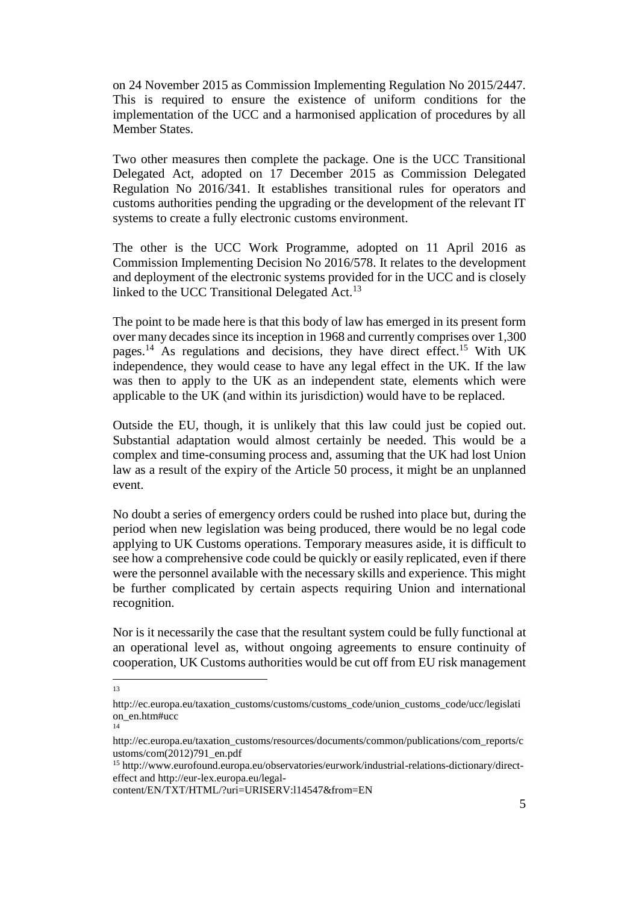on 24 November 2015 as Commission Implementing Regulation No 2015/2447. This is required to ensure the existence of uniform conditions for the implementation of the UCC and a harmonised application of procedures by all Member States.

Two other measures then complete the package. One is the UCC Transitional Delegated Act, adopted on 17 December 2015 as Commission Delegated Regulation No 2016/341. It establishes transitional rules for operators and customs authorities pending the upgrading or the development of the relevant IT systems to create a fully electronic customs environment.

The other is the UCC Work Programme, adopted on 11 April 2016 as Commission Implementing Decision No 2016/578. It relates to the development and deployment of the electronic systems provided for in the UCC and is closely linked to the UCC Transitional Delegated Act.[13]

The point to be made here is that this body of law has emerged in its present form over many decades since its inception in 1968 and currently comprises over 1,300 pages.[14] As regulations and decisions, they have direct effect.[15] With UK independence, they would cease to have any legal effect in the UK. If the law was then to apply to the UK as an independent state, elements which were applicable to the UK (and within its jurisdiction) would have to be replaced.

Outside the EU, though, it is unlikely that this law could just be copied out. Substantial adaptation would almost certainly be needed. This would be a complex and time-consuming process and, assuming that the UK had lost Union law as a result of the expiry of the Article 50 process, it might be an unplanned event.

No doubt a series of emergency orders could be rushed into place but, during the period when new legislation was being produced, there would be no legal code applying to UK Customs operations. Temporary measures aside, it is difficult to see how a comprehensive code could be quickly or easily replicated, even if there were the personnel available with the necessary skills and experience. This might be further complicated by certain aspects requiring Union and international recognition.

Nor is it necessarily the case that the resultant system could be fully functional at an operational level as, without ongoing agreements to ensure continuity of cooperation, UK Customs authorities would be cut off from EU risk management

---

[13] http://ec.europa.eu/taxation_customs/customs/customs_code/union_customs_code/ucc/legislation_en.htm#ucc

[14] http://ec.europa.eu/taxation_customs/resources/documents/common/publications/com_reports/customs/com(2012)791_en.pdf

[15] http://www.eurofound.europa.eu/observatories/eurwork/industrial-relations-dictionary/direct-effect and http://eur-lex.europa.eu/legal-content/EN/TXT/HTML/?uri=URISERV:l14547&from=EN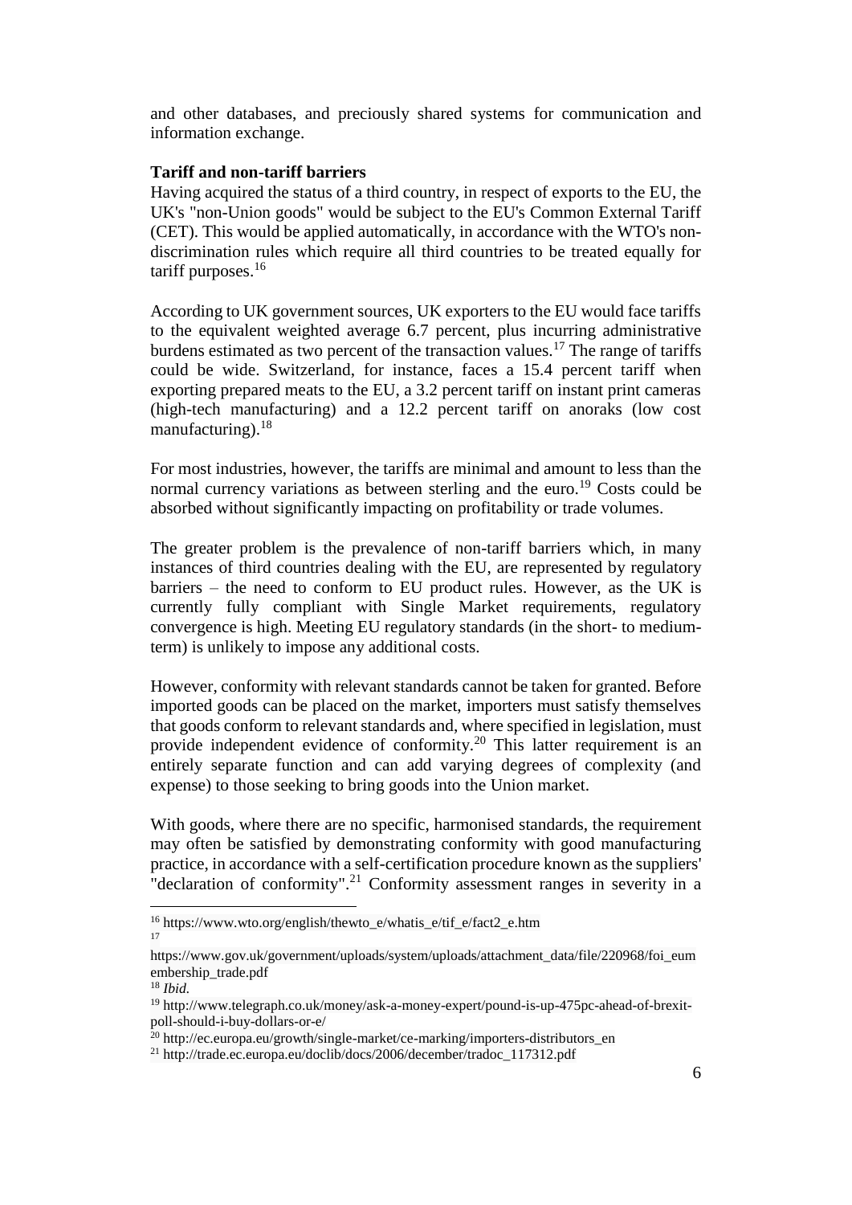and other databases, and preciously shared systems for communication and information exchange.

**Tariff and non-tariff barriers**

Having acquired the status of a third country, in respect of exports to the EU, the UK's "non-Union goods" would be subject to the EU's Common External Tariff (CET). This would be applied automatically, in accordance with the WTO's non-discrimination rules which require all third countries to be treated equally for tariff purposes.[16]

According to UK government sources, UK exporters to the EU would face tariffs to the equivalent weighted average 6.7 percent, plus incurring administrative burdens estimated as two percent of the transaction values.[17] The range of tariffs could be wide. Switzerland, for instance, faces a 15.4 percent tariff when exporting prepared meats to the EU, a 3.2 percent tariff on instant print cameras (high-tech manufacturing) and a 12.2 percent tariff on anoraks (low cost manufacturing).[18]

For most industries, however, the tariffs are minimal and amount to less than the normal currency variations as between sterling and the euro.[19] Costs could be absorbed without significantly impacting on profitability or trade volumes.

The greater problem is the prevalence of non-tariff barriers which, in many instances of third countries dealing with the EU, are represented by regulatory barriers – the need to conform to EU product rules. However, as the UK is currently fully compliant with Single Market requirements, regulatory convergence is high. Meeting EU regulatory standards (in the short- to medium-term) is unlikely to impose any additional costs.

However, conformity with relevant standards cannot be taken for granted. Before imported goods can be placed on the market, importers must satisfy themselves that goods conform to relevant standards and, where specified in legislation, must provide independent evidence of conformity.[20] This latter requirement is an entirely separate function and can add varying degrees of complexity (and expense) to those seeking to bring goods into the Union market.

With goods, where there are no specific, harmonised standards, the requirement may often be satisfied by demonstrating conformity with good manufacturing practice, in accordance with a self-certification procedure known as the suppliers' "declaration of conformity".[21] Conformity assessment ranges in severity in a

---

[16] https://www.wto.org/english/thewto_e/whatis_e/tif_e/fact2_e.htm

[17] https://www.gov.uk/government/uploads/system/uploads/attachment_data/file/220968/foi_eumembership_trade.pdf

[18] *Ibid.*

[19] http://www.telegraph.co.uk/money/ask-a-money-expert/pound-is-up-475pc-ahead-of-brexit-poll-should-i-buy-dollars-or-e/

[20] http://ec.europa.eu/growth/single-market/ce-marking/importers-distributors_en

[21] http://trade.ec.europa.eu/doclib/docs/2006/december/tradoc_117312.pdf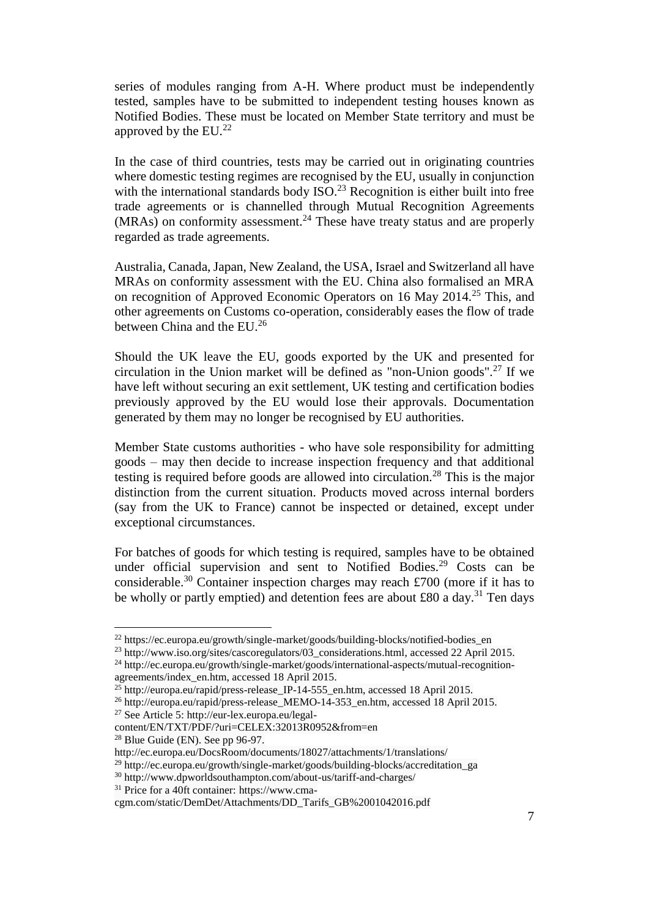series of modules ranging from A-H. Where product must be independently tested, samples have to be submitted to independent testing houses known as Notified Bodies. These must be located on Member State territory and must be approved by the EU.[22]

In the case of third countries, tests may be carried out in originating countries where domestic testing regimes are recognised by the EU, usually in conjunction with the international standards body ISO.[23] Recognition is either built into free trade agreements or is channelled through Mutual Recognition Agreements (MRAs) on conformity assessment.[24] These have treaty status and are properly regarded as trade agreements.

Australia, Canada, Japan, New Zealand, the USA, Israel and Switzerland all have MRAs on conformity assessment with the EU. China also formalised an MRA on recognition of Approved Economic Operators on 16 May 2014.[25] This, and other agreements on Customs co-operation, considerably eases the flow of trade between China and the EU.[26]

Should the UK leave the EU, goods exported by the UK and presented for circulation in the Union market will be defined as "non-Union goods".[27] If we have left without securing an exit settlement, UK testing and certification bodies previously approved by the EU would lose their approvals. Documentation generated by them may no longer be recognised by EU authorities.

Member State customs authorities - who have sole responsibility for admitting goods – may then decide to increase inspection frequency and that additional testing is required before goods are allowed into circulation.[28] This is the major distinction from the current situation. Products moved across internal borders (say from the UK to France) cannot be inspected or detained, except under exceptional circumstances.

For batches of goods for which testing is required, samples have to be obtained under official supervision and sent to Notified Bodies.[29] Costs can be considerable.[30] Container inspection charges may reach £700 (more if it has to be wholly or partly emptied) and detention fees are about £80 a day.[31] Ten days

---

[22] https://ec.europa.eu/growth/single-market/goods/building-blocks/notified-bodies_en

[23] http://www.iso.org/sites/cascoregulators/03_considerations.html, accessed 22 April 2015.

[24] http://ec.europa.eu/growth/single-market/goods/international-aspects/mutual-recognition-agreements/index_en.htm, accessed 18 April 2015.

[25] http://europa.eu/rapid/press-release_IP-14-555_en.htm, accessed 18 April 2015.

[26] http://europa.eu/rapid/press-release_MEMO-14-353_en.htm, accessed 18 April 2015.

[27] See Article 5: http://eur-lex.europa.eu/legal-content/EN/TXT/PDF/?uri=CELEX:32013R0952&from=en

[28] Blue Guide (EN). See pp 96-97. http://ec.europa.eu/DocsRoom/documents/18027/attachments/1/translations/

[29] http://ec.europa.eu/growth/single-market/goods/building-blocks/accreditation_ga

[30] http://www.dpworldsouthampton.com/about-us/tariff-and-charges/

[31] Price for a 40ft container: https://www.cma-cgm.com/static/DemDet/Attachments/DD_Tarifs_GB%2001042016.pdf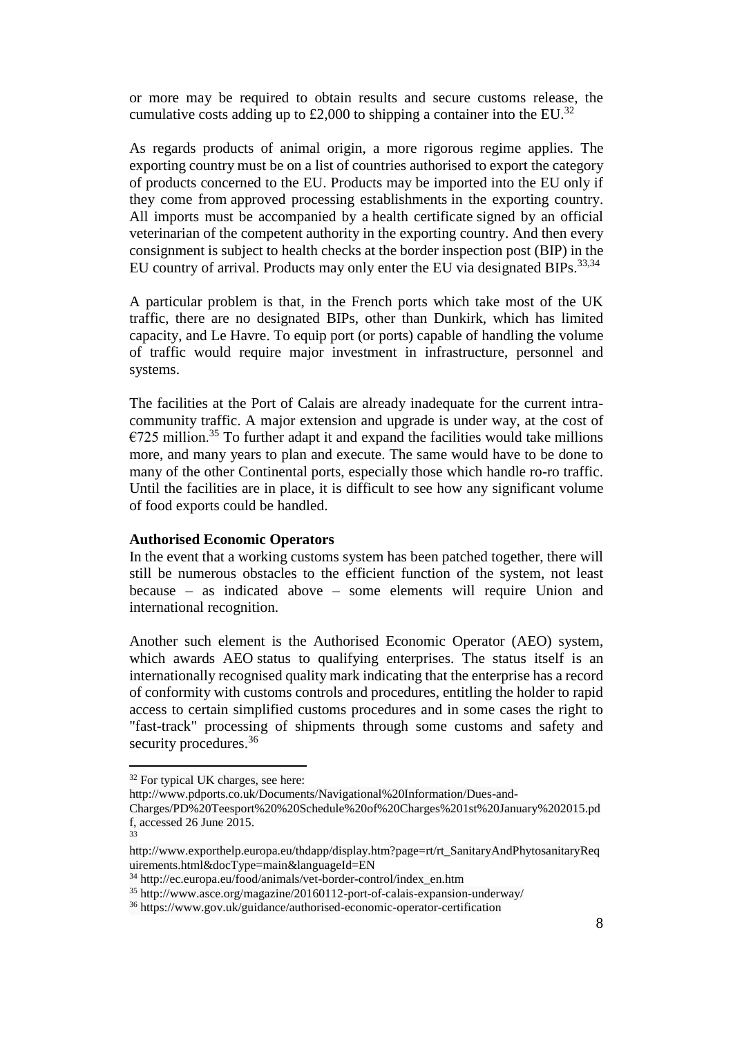or more may be required to obtain results and secure customs release, the cumulative costs adding up to £2,000 to shipping a container into the EU.[32]

As regards products of animal origin, a more rigorous regime applies. The exporting country must be on a list of countries authorised to export the category of products concerned to the EU. Products may be imported into the EU only if they come from approved processing establishments in the exporting country. All imports must be accompanied by a health certificate signed by an official veterinarian of the competent authority in the exporting country. And then every consignment is subject to health checks at the border inspection post (BIP) in the EU country of arrival. Products may only enter the EU via designated BIPs.[33,34]

A particular problem is that, in the French ports which take most of the UK traffic, there are no designated BIPs, other than Dunkirk, which has limited capacity, and Le Havre. To equip port (or ports) capable of handling the volume of traffic would require major investment in infrastructure, personnel and systems.

The facilities at the Port of Calais are already inadequate for the current intra-community traffic. A major extension and upgrade is under way, at the cost of €725 million.[35] To further adapt it and expand the facilities would take millions more, and many years to plan and execute. The same would have to be done to many of the other Continental ports, especially those which handle ro-ro traffic. Until the facilities are in place, it is difficult to see how any significant volume of food exports could be handled.

**Authorised Economic Operators**

In the event that a working customs system has been patched together, there will still be numerous obstacles to the efficient function of the system, not least because – as indicated above – some elements will require Union and international recognition.

Another such element is the Authorised Economic Operator (AEO) system, which awards AEO status to qualifying enterprises. The status itself is an internationally recognised quality mark indicating that the enterprise has a record of conformity with customs controls and procedures, entitling the holder to rapid access to certain simplified customs procedures and in some cases the right to "fast-track" processing of shipments through some customs and safety and security procedures.[36]

---

[32] For typical UK charges, see here: http://www.pdports.co.uk/Documents/Navigational%20Information/Dues-and-Charges/PD%20Teesport%20%20Schedule%20of%20Charges%201st%20January%202015.pdf, accessed 26 June 2015.

[33] http://www.exporthelp.europa.eu/thdapp/display.htm?page=rt/rt_SanitaryAndPhytosanitaryRequirements.html&docType=main&languageId=EN

[34] http://ec.europa.eu/food/animals/vet-border-control/index_en.htm

[35] http://www.asce.org/magazine/20160112-port-of-calais-expansion-underway/

[36] https://www.gov.uk/guidance/authorised-economic-operator-certification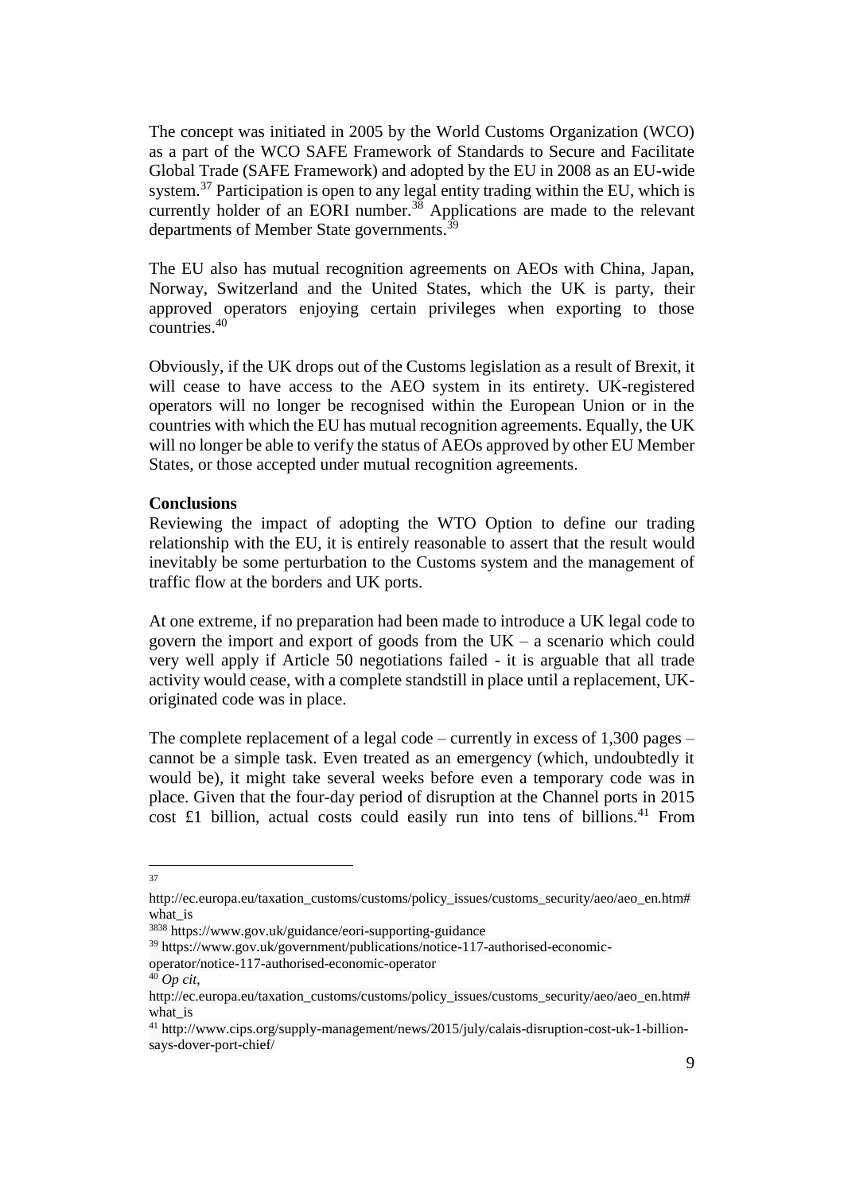The concept was initiated in 2005 by the World Customs Organization (WCO) as a part of the WCO SAFE Framework of Standards to Secure and Facilitate Global Trade (SAFE Framework) and adopted by the EU in 2008 as an EU-wide system.[37] Participation is open to any legal entity trading within the EU, which is currently holder of an EORI number.[38] Applications are made to the relevant departments of Member State governments.[39]

The EU also has mutual recognition agreements on AEOs with China, Japan, Norway, Switzerland and the United States, which the UK is party, their approved operators enjoying certain privileges when exporting to those countries.[40]

Obviously, if the UK drops out of the Customs legislation as a result of Brexit, it will cease to have access to the AEO system in its entirety. UK-registered operators will no longer be recognised within the European Union or in the countries with which the EU has mutual recognition agreements. Equally, the UK will no longer be able to verify the status of AEOs approved by other EU Member States, or those accepted under mutual recognition agreements.

**Conclusions**

Reviewing the impact of adopting the WTO Option to define our trading relationship with the EU, it is entirely reasonable to assert that the result would inevitably be some perturbation to the Customs system and the management of traffic flow at the borders and UK ports.

At one extreme, if no preparation had been made to introduce a UK legal code to govern the import and export of goods from the UK – a scenario which could very well apply if Article 50 negotiations failed - it is arguable that all trade activity would cease, with a complete standstill in place until a replacement, UK-originated code was in place.

The complete replacement of a legal code – currently in excess of 1,300 pages – cannot be a simple task. Even treated as an emergency (which, undoubtedly it would be), it might take several weeks before even a temporary code was in place. Given that the four-day period of disruption at the Channel ports in 2015 cost £1 billion, actual costs could easily run into tens of billions.[41] From

---

[37] http://ec.europa.eu/taxation_customs/customs/policy_issues/customs_security/aeo/aeo_en.htm#what_is

[3838] https://www.gov.uk/guidance/eori-supporting-guidance

[39] https://www.gov.uk/government/publications/notice-117-authorised-economic-operator/notice-117-authorised-economic-operator

[40] *Op cit*, http://ec.europa.eu/taxation_customs/customs/policy_issues/customs_security/aeo/aeo_en.htm#what_is

[41] http://www.cips.org/supply-management/news/2015/july/calais-disruption-cost-uk-1-billion-says-dover-port-chief/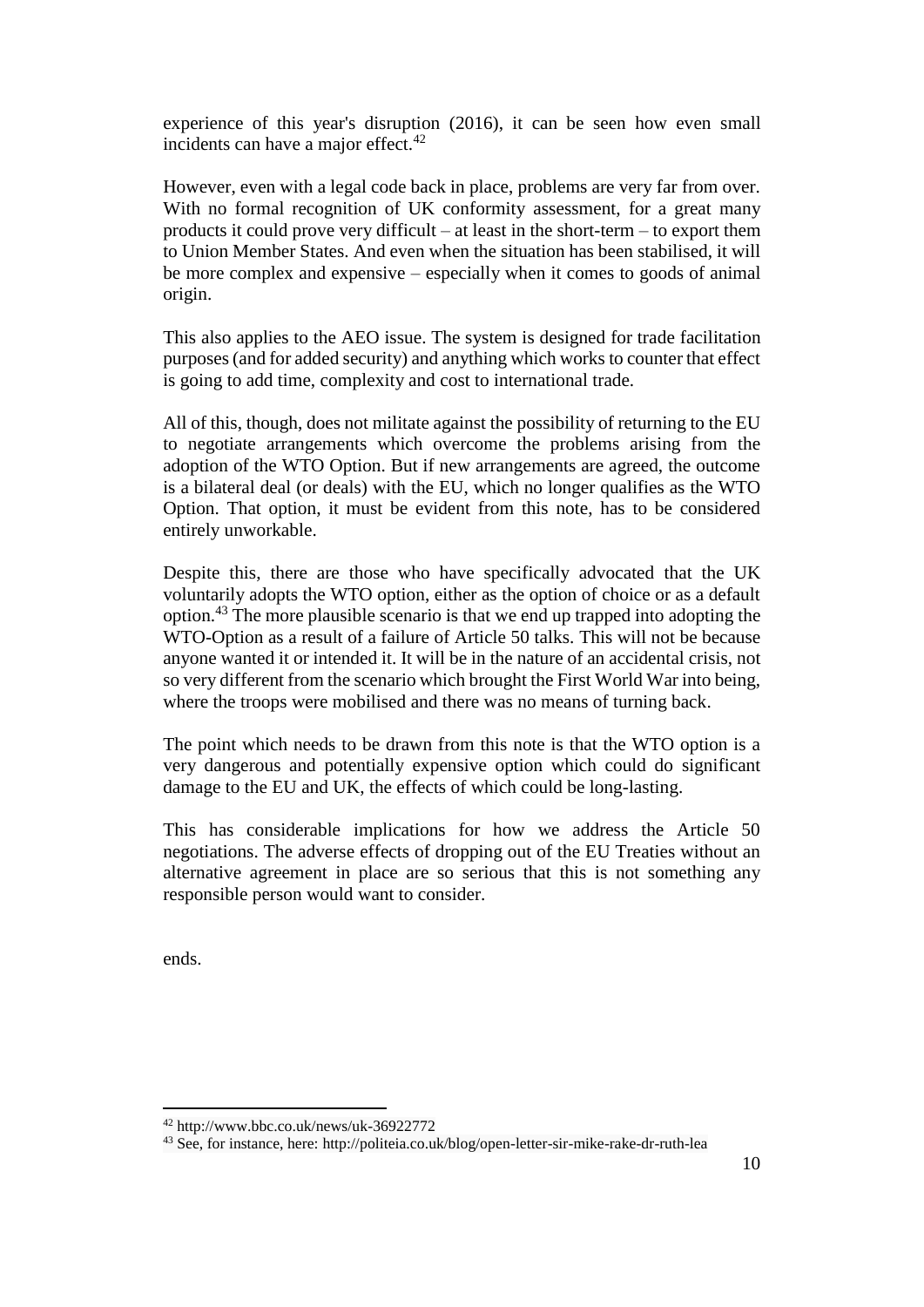experience of this year's disruption (2016), it can be seen how even small incidents can have a major effect.[42]

However, even with a legal code back in place, problems are very far from over. With no formal recognition of UK conformity assessment, for a great many products it could prove very difficult – at least in the short-term – to export them to Union Member States. And even when the situation has been stabilised, it will be more complex and expensive – especially when it comes to goods of animal origin.

This also applies to the AEO issue. The system is designed for trade facilitation purposes (and for added security) and anything which works to counter that effect is going to add time, complexity and cost to international trade.

All of this, though, does not militate against the possibility of returning to the EU to negotiate arrangements which overcome the problems arising from the adoption of the WTO Option. But if new arrangements are agreed, the outcome is a bilateral deal (or deals) with the EU, which no longer qualifies as the WTO Option. That option, it must be evident from this note, has to be considered entirely unworkable.

Despite this, there are those who have specifically advocated that the UK voluntarily adopts the WTO option, either as the option of choice or as a default option.[43] The more plausible scenario is that we end up trapped into adopting the WTO-Option as a result of a failure of Article 50 talks. This will not be because anyone wanted it or intended it. It will be in the nature of an accidental crisis, not so very different from the scenario which brought the First World War into being, where the troops were mobilised and there was no means of turning back.

The point which needs to be drawn from this note is that the WTO option is a very dangerous and potentially expensive option which could do significant damage to the EU and UK, the effects of which could be long-lasting.

This has considerable implications for how we address the Article 50 negotiations. The adverse effects of dropping out of the EU Treaties without an alternative agreement in place are so serious that this is not something any responsible person would want to consider.

ends.

---

[42] http://www.bbc.co.uk/news/uk-36922772

[43] See, for instance, here: http://politeia.co.uk/blog/open-letter-sir-mike-rake-dr-ruth-lea